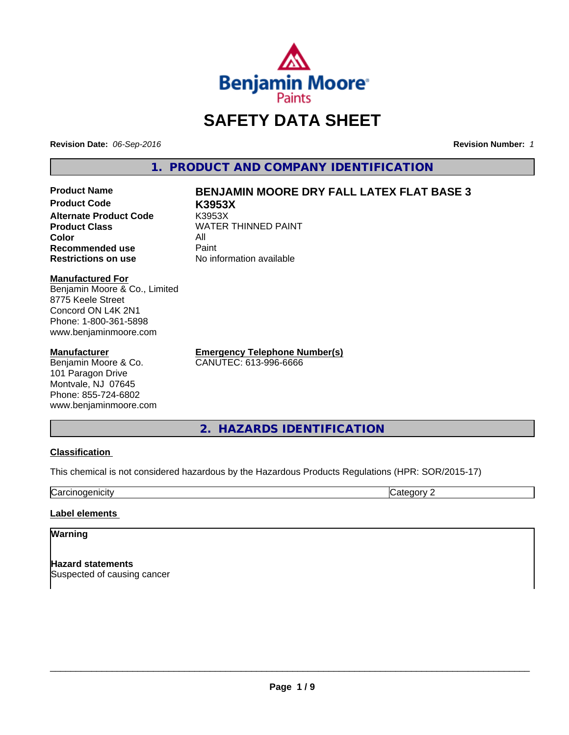Benjamin Moore Paints

# SAFETY DATA SHEET

**Revision Date:** *06-Sep-2016* **Revision Number:** *1*

## 1. PRODUCT AND COMPANY IDENTIFICATION

| | |
|---|---|
| **Product Name** | **BENJAMIN MOORE DRY FALL LATEX FLAT BASE 3** |
| **Product Code** | **K3953X** |
| **Alternate Product Code** | K3953X |
| **Product Class** | WATER THINNED PAINT |
| **Color** | All |
| **Recommended use** | Paint |
| **Restrictions on use** | No information available |

**Manufactured For**
Benjamin Moore & Co., Limited
8775 Keele Street
Concord ON L4K 2N1
Phone: 1-800-361-5898
www.benjaminmoore.com

**Manufacturer**
Benjamin Moore & Co.
101 Paragon Drive
Montvale, NJ 07645
Phone: 855-724-6802
www.benjaminmoore.com

**Emergency Telephone Number(s)**
CANUTEC: 613-996-6666

## 2. HAZARDS IDENTIFICATION

### Classification

This chemical is not considered hazardous by the Hazardous Products Regulations (HPR: SOR/2015-17)

| | |
|---|---|
| Carcinogenicity | Category 2 |

### Label elements

**Warning**

**Hazard statements**
Suspected of causing cancer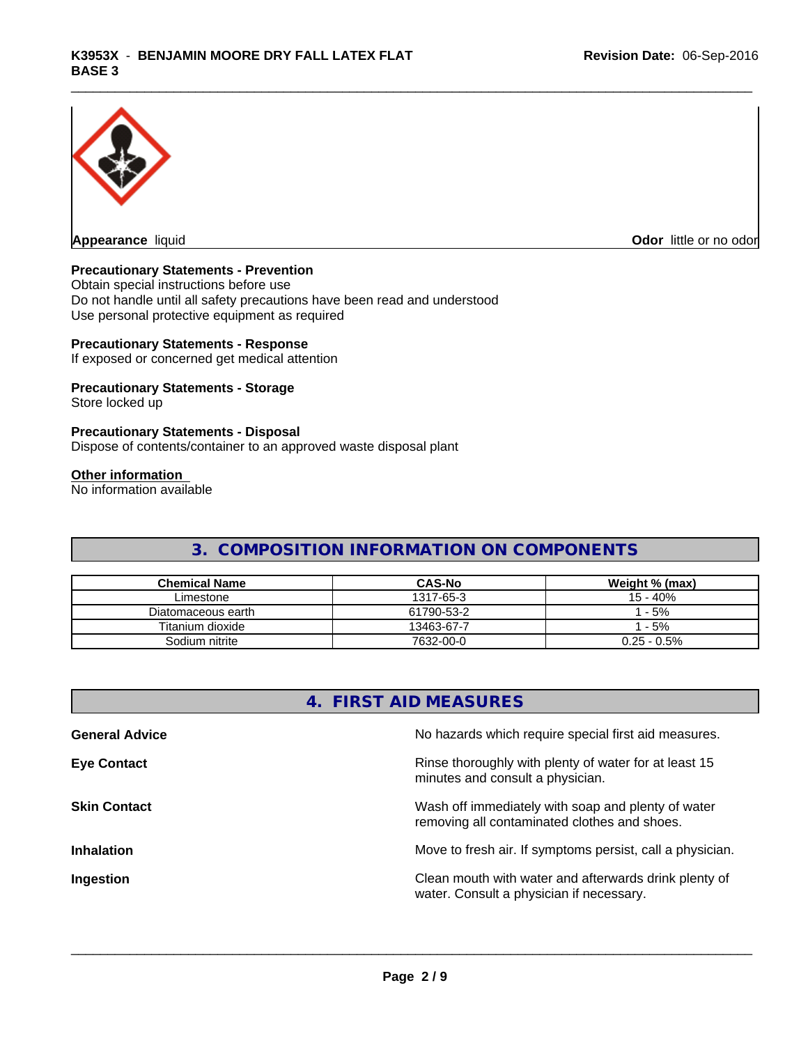**Appearance** liquid

**Odor** little or no odor

**Precautionary Statements - Prevention**

Obtain special instructions before use
Do not handle until all safety precautions have been read and understood
Use personal protective equipment as required

**Precautionary Statements - Response**

If exposed or concerned get medical attention

**Precautionary Statements - Storage**

Store locked up

**Precautionary Statements - Disposal**

Dispose of contents/container to an approved waste disposal plant

**Other information**

No information available

## 3. COMPOSITION INFORMATION ON COMPONENTS

| Chemical Name | CAS-No | Weight % (max) |
| --- | --- | --- |
| Limestone | 1317-65-3 | 15 - 40% |
| Diatomaceous earth | 61790-53-2 | 1 - 5% |
| Titanium dioxide | 13463-67-7 | 1 - 5% |
| Sodium nitrite | 7632-00-0 | 0.25 - 0.5% |

## 4. FIRST AID MEASURES

**General Advice** No hazards which require special first aid measures.

**Eye Contact** Rinse thoroughly with plenty of water for at least 15 minutes and consult a physician.

**Skin Contact** Wash off immediately with soap and plenty of water removing all contaminated clothes and shoes.

**Inhalation** Move to fresh air. If symptoms persist, call a physician.

**Ingestion** Clean mouth with water and afterwards drink plenty of water. Consult a physician if necessary.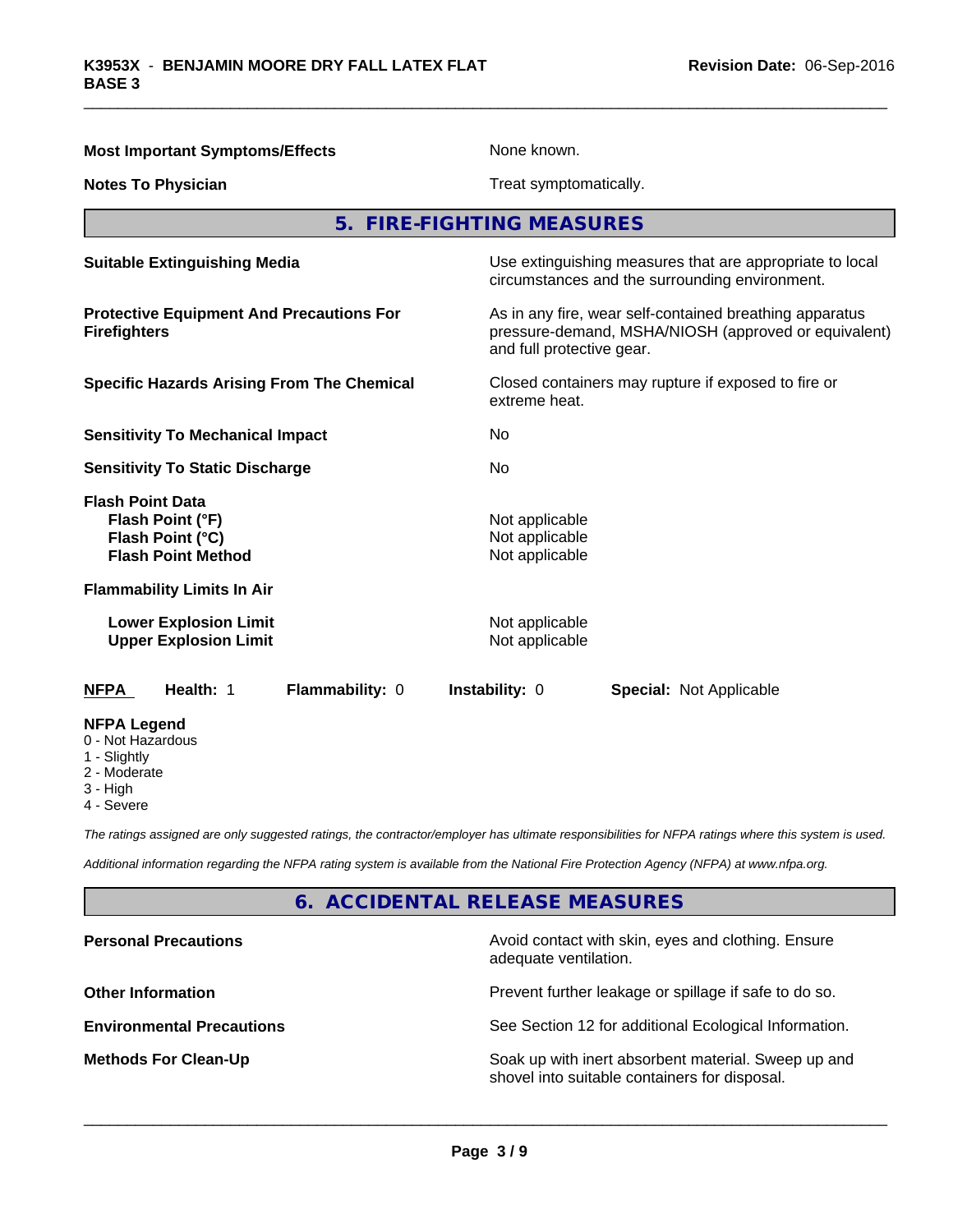| | |
|---|---|
| **Most Important Symptoms/Effects** | None known. |
| **Notes To Physician** | Treat symptomatically. |

## 5. FIRE-FIGHTING MEASURES

| | |
|---|---|
| **Suitable Extinguishing Media** | Use extinguishing measures that are appropriate to local circumstances and the surrounding environment. |
| **Protective Equipment And Precautions For Firefighters** | As in any fire, wear self-contained breathing apparatus pressure-demand, MSHA/NIOSH (approved or equivalent) and full protective gear. |
| **Specific Hazards Arising From The Chemical** | Closed containers may rupture if exposed to fire or extreme heat. |
| **Sensitivity To Mechanical Impact** | No |
| **Sensitivity To Static Discharge** | No |
| **Flash Point Data** | |
| **Flash Point (°F)** | Not applicable |
| **Flash Point (°C)** | Not applicable |
| **Flash Point Method** | Not applicable |
| **Flammability Limits In Air** | |
| **Lower Explosion Limit** | Not applicable |
| **Upper Explosion Limit** | Not applicable |

**NFPA** **Health:** 1 **Flammability:** 0 **Instability:** 0 **Special:** Not Applicable

**NFPA Legend**

- 0 - Not Hazardous
- 1 - Slightly
- 2 - Moderate
- 3 - High
- 4 - Severe

*The ratings assigned are only suggested ratings, the contractor/employer has ultimate responsibilities for NFPA ratings where this system is used.*

*Additional information regarding the NFPA rating system is available from the National Fire Protection Agency (NFPA) at www.nfpa.org.*

## 6. ACCIDENTAL RELEASE MEASURES

| | |
|---|---|
| **Personal Precautions** | Avoid contact with skin, eyes and clothing. Ensure adequate ventilation. |
| **Other Information** | Prevent further leakage or spillage if safe to do so. |
| **Environmental Precautions** | See Section 12 for additional Ecological Information. |
| **Methods For Clean-Up** | Soak up with inert absorbent material. Sweep up and shovel into suitable containers for disposal. |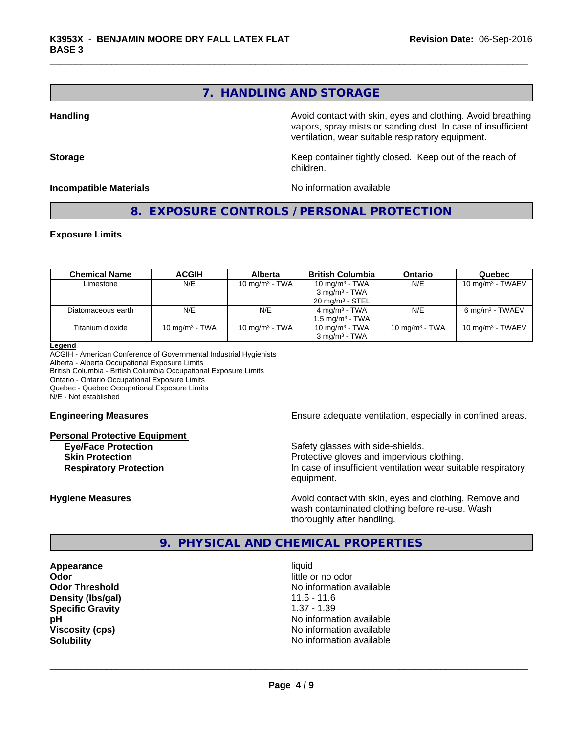## 7. HANDLING AND STORAGE

**Handling**

Avoid contact with skin, eyes and clothing. Avoid breathing vapors, spray mists or sanding dust. In case of insufficient ventilation, wear suitable respiratory equipment.

**Storage**

Keep container tightly closed. Keep out of the reach of children.

**Incompatible Materials**

No information available

## 8. EXPOSURE CONTROLS / PERSONAL PROTECTION

**Exposure Limits**

| Chemical Name | ACGIH | Alberta | British Columbia | Ontario | Quebec |
|---|---|---|---|---|---|
| Limestone | N/E | 10 $mg/m^3$ - TWA | 10 $mg/m^3$ - TWA<br>3 $mg/m^3$ - TWA<br>20 $mg/m^3$ - STEL | N/E | 10 $mg/m^3$ - TWAEV |
| Diatomaceous earth | N/E | N/E | 4 $mg/m^3$ - TWA<br>1.5 $mg/m^3$ - TWA | N/E | 6 $mg/m^3$ - TWAEV |
| Titanium dioxide | 10 $mg/m^3$ - TWA | 10 $mg/m^3$ - TWA | 10 $mg/m^3$ - TWA<br>3 $mg/m^3$ - TWA | 10 $mg/m^3$ - TWA | 10 $mg/m^3$ - TWAEV |

**Legend**

ACGIH - American Conference of Governmental Industrial Hygienists
Alberta - Alberta Occupational Exposure Limits
British Columbia - British Columbia Occupational Exposure Limits
Ontario - Ontario Occupational Exposure Limits
Quebec - Quebec Occupational Exposure Limits
N/E - Not established

**Engineering Measures**

Ensure adequate ventilation, especially in confined areas.

**Personal Protective Equipment**

**Eye/Face Protection**: Safety glasses with side-shields.
**Skin Protection**: Protective gloves and impervious clothing.
**Respiratory Protection**: In case of insufficient ventilation wear suitable respiratory equipment.

**Hygiene Measures**

Avoid contact with skin, eyes and clothing. Remove and wash contaminated clothing before re-use. Wash thoroughly after handling.

## 9. PHYSICAL AND CHEMICAL PROPERTIES

**Appearance**: liquid
**Odor**: little or no odor
**Odor Threshold**: No information available
**Density (lbs/gal)**: 11.5 - 11.6
**Specific Gravity**: 1.37 - 1.39
**pH**: No information available
**Viscosity (cps)**: No information available
**Solubility**: No information available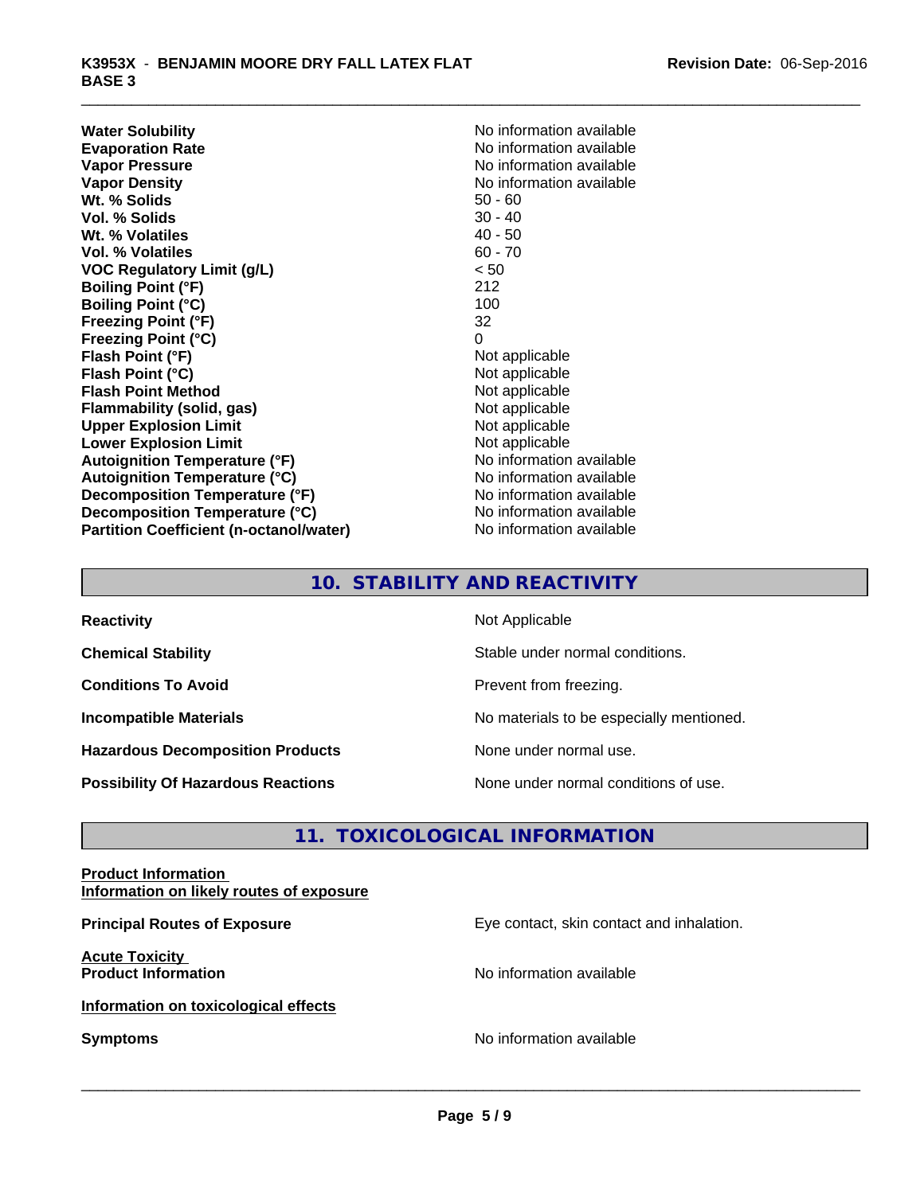| | |
|---|---|
| **Water Solubility** | No information available |
| **Evaporation Rate** | No information available |
| **Vapor Pressure** | No information available |
| **Vapor Density** | No information available |
| **Wt. % Solids** | 50 - 60 |
| **Vol. % Solids** | 30 - 40 |
| **Wt. % Volatiles** | 40 - 50 |
| **Vol. % Volatiles** | 60 - 70 |
| **VOC Regulatory Limit (g/L)** | < 50 |
| **Boiling Point (°F)** | 212 |
| **Boiling Point (°C)** | 100 |
| **Freezing Point (°F)** | 32 |
| **Freezing Point (°C)** | 0 |
| **Flash Point (°F)** | Not applicable |
| **Flash Point (°C)** | Not applicable |
| **Flash Point Method** | Not applicable |
| **Flammability (solid, gas)** | Not applicable |
| **Upper Explosion Limit** | Not applicable |
| **Lower Explosion Limit** | Not applicable |
| **Autoignition Temperature (°F)** | No information available |
| **Autoignition Temperature (°C)** | No information available |
| **Decomposition Temperature (°F)** | No information available |
| **Decomposition Temperature (°C)** | No information available |
| **Partition Coefficient (n-octanol/water)** | No information available |

## 10. STABILITY AND REACTIVITY

| | |
|---|---|
| **Reactivity** | Not Applicable |
| **Chemical Stability** | Stable under normal conditions. |
| **Conditions To Avoid** | Prevent from freezing. |
| **Incompatible Materials** | No materials to be especially mentioned. |
| **Hazardous Decomposition Products** | None under normal use. |
| **Possibility Of Hazardous Reactions** | None under normal conditions of use. |

## 11. TOXICOLOGICAL INFORMATION

**Product Information**
**Information on likely routes of exposure**

**Principal Routes of Exposure** — Eye contact, skin contact and inhalation.

**Acute Toxicity**
**Product Information** — No information available

**Information on toxicological effects**

**Symptoms** — No information available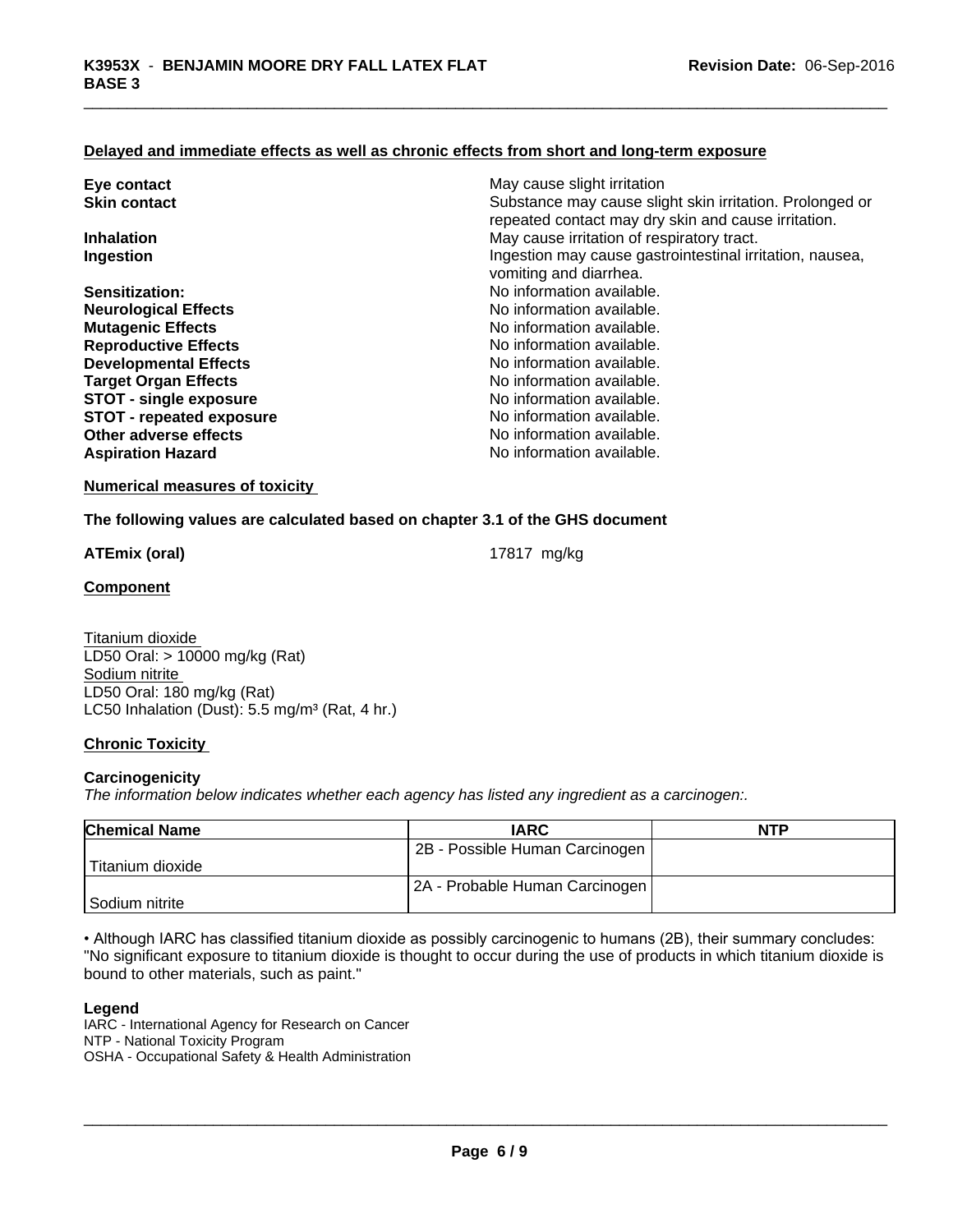**Delayed and immediate effects as well as chronic effects from short and long-term exposure**

| | |
|---|---|
| **Eye contact** | May cause slight irritation |
| **Skin contact** | Substance may cause slight skin irritation. Prolonged or repeated contact may dry skin and cause irritation. |
| **Inhalation** | May cause irritation of respiratory tract. |
| **Ingestion** | Ingestion may cause gastrointestinal irritation, nausea, vomiting and diarrhea. |
| **Sensitization:** | No information available. |
| **Neurological Effects** | No information available. |
| **Mutagenic Effects** | No information available. |
| **Reproductive Effects** | No information available. |
| **Developmental Effects** | No information available. |
| **Target Organ Effects** | No information available. |
| **STOT - single exposure** | No information available. |
| **STOT - repeated exposure** | No information available. |
| **Other adverse effects** | No information available. |
| **Aspiration Hazard** | No information available. |

**Numerical measures of toxicity**

**The following values are calculated based on chapter 3.1 of the GHS document**

**ATEmix (oral)** 17817 mg/kg

**Component**

Titanium dioxide
LD50 Oral: > 10000 mg/kg (Rat)
Sodium nitrite
LD50 Oral: 180 mg/kg (Rat)
LC50 Inhalation (Dust): 5.5 mg/m³ (Rat, 4 hr.)

**Chronic Toxicity**

**Carcinogenicity**

*The information below indicates whether each agency has listed any ingredient as a carcinogen:.*

| Chemical Name | IARC | NTP |
|---|---|---|
| Titanium dioxide | 2B - Possible Human Carcinogen | |
| Sodium nitrite | 2A - Probable Human Carcinogen | |

• Although IARC has classified titanium dioxide as possibly carcinogenic to humans (2B), their summary concludes: "No significant exposure to titanium dioxide is thought to occur during the use of products in which titanium dioxide is bound to other materials, such as paint."

**Legend**

IARC - International Agency for Research on Cancer
NTP - National Toxicity Program
OSHA - Occupational Safety & Health Administration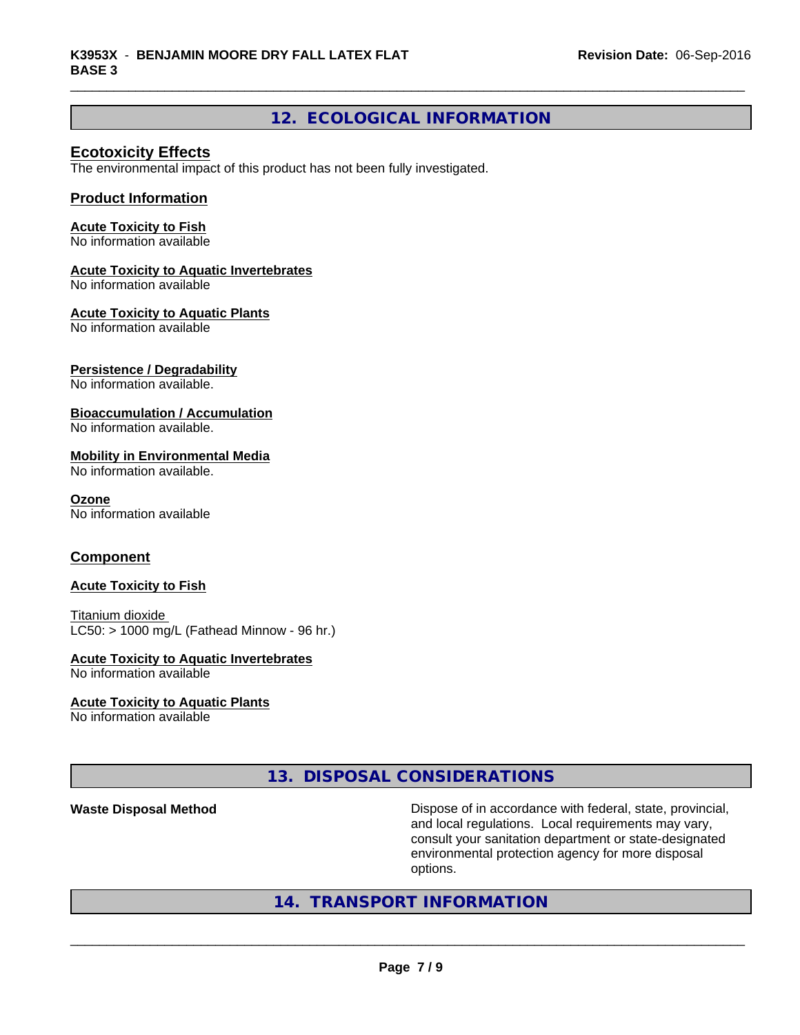## 12. ECOLOGICAL INFORMATION

### Ecotoxicity Effects

The environmental impact of this product has not been fully investigated.

### Product Information

**Acute Toxicity to Fish**
No information available

**Acute Toxicity to Aquatic Invertebrates**
No information available

**Acute Toxicity to Aquatic Plants**
No information available

**Persistence / Degradability**
No information available.

**Bioaccumulation / Accumulation**
No information available.

**Mobility in Environmental Media**
No information available.

**Ozone**
No information available

### Component

**Acute Toxicity to Fish**

Titanium dioxide
LC50: > 1000 mg/L (Fathead Minnow - 96 hr.)

**Acute Toxicity to Aquatic Invertebrates**
No information available

**Acute Toxicity to Aquatic Plants**
No information available

## 13. DISPOSAL CONSIDERATIONS

**Waste Disposal Method** Dispose of in accordance with federal, state, provincial, and local regulations. Local requirements may vary, consult your sanitation department or state-designated environmental protection agency for more disposal options.

## 14. TRANSPORT INFORMATION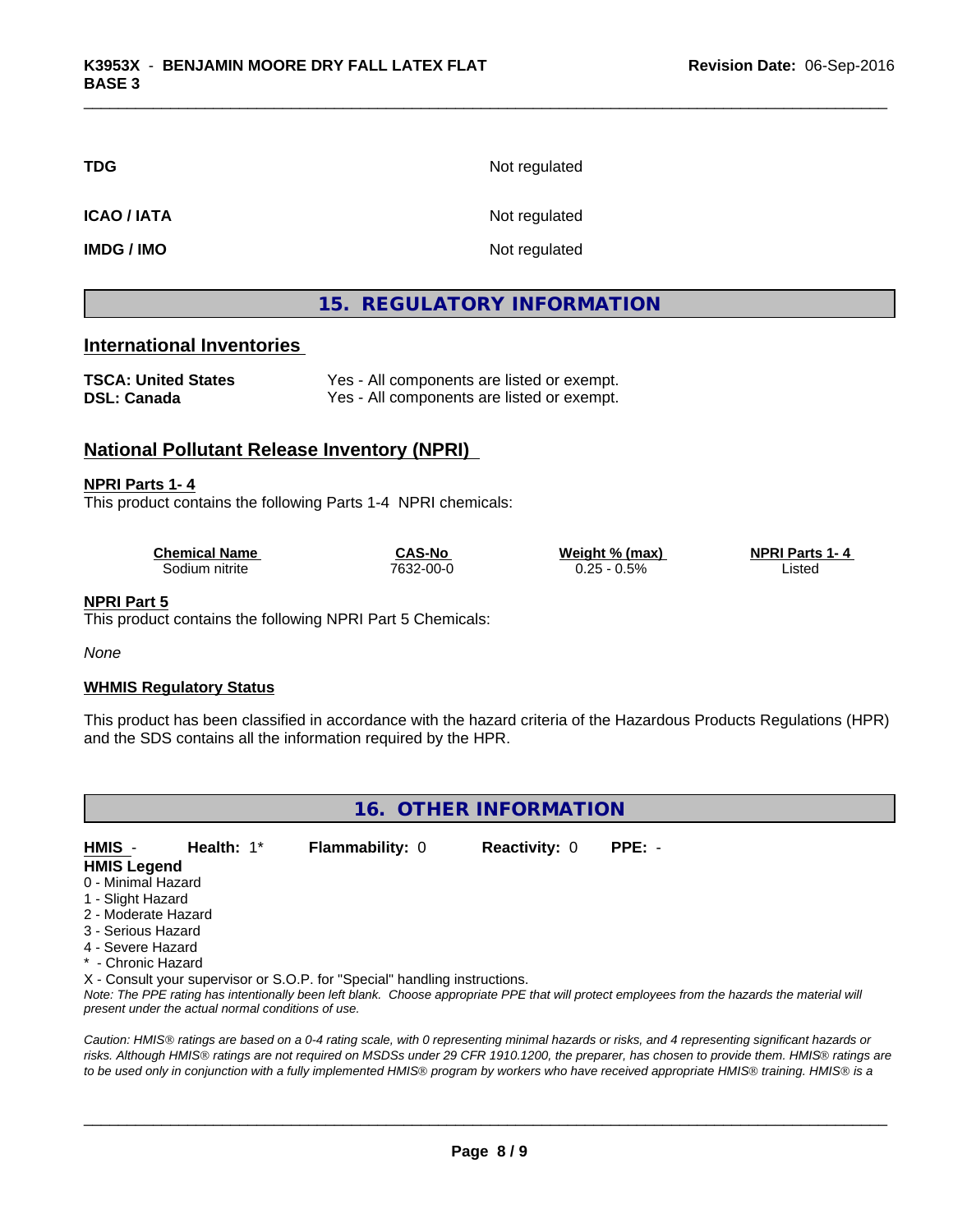| | |
|---|---|
| **TDG** | Not regulated |
| **ICAO / IATA** | Not regulated |
| **IMDG / IMO** | Not regulated |

## 15. REGULATORY INFORMATION

### International Inventories

| | |
|---|---|
| **TSCA: United States** | Yes - All components are listed or exempt. |
| **DSL: Canada** | Yes - All components are listed or exempt. |

### National Pollutant Release Inventory (NPRI)

**NPRI Parts 1- 4**

This product contains the following Parts 1-4 NPRI chemicals:

| Chemical Name | CAS-No | Weight % (max) | NPRI Parts 1- 4 |
|---|---|---|---|
| Sodium nitrite | 7632-00-0 | 0.25 - 0.5% | Listed |

**NPRI Part 5**

This product contains the following NPRI Part 5 Chemicals:

*None*

**WHMIS Regulatory Status**

This product has been classified in accordance with the hazard criteria of the Hazardous Products Regulations (HPR) and the SDS contains all the information required by the HPR.

## 16. OTHER INFORMATION

**HMIS** - **Health:** 1* **Flammability:** 0 **Reactivity:** 0 **PPE:** -

**HMIS Legend**
0 - Minimal Hazard
1 - Slight Hazard
2 - Moderate Hazard
3 - Serious Hazard
4 - Severe Hazard
* - Chronic Hazard
X - Consult your supervisor or S.O.P. for "Special" handling instructions.

*Note: The PPE rating has intentionally been left blank. Choose appropriate PPE that will protect employees from the hazards the material will present under the actual normal conditions of use.*

*Caution: HMIS® ratings are based on a 0-4 rating scale, with 0 representing minimal hazards or risks, and 4 representing significant hazards or risks. Although HMIS® ratings are not required on MSDSs under 29 CFR 1910.1200, the preparer, has chosen to provide them. HMIS® ratings are to be used only in conjunction with a fully implemented HMIS® program by workers who have received appropriate HMIS® training. HMIS® is a*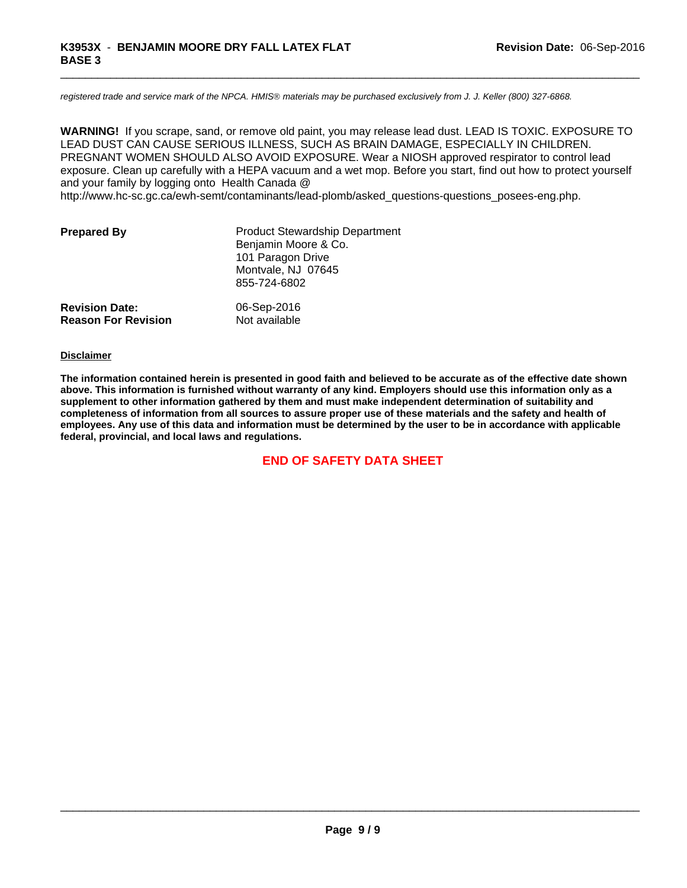*registered trade and service mark of the NPCA. HMIS® materials may be purchased exclusively from J. J. Keller (800) 327-6868.*

**WARNING!** If you scrape, sand, or remove old paint, you may release lead dust. LEAD IS TOXIC. EXPOSURE TO LEAD DUST CAN CAUSE SERIOUS ILLNESS, SUCH AS BRAIN DAMAGE, ESPECIALLY IN CHILDREN. PREGNANT WOMEN SHOULD ALSO AVOID EXPOSURE. Wear a NIOSH approved respirator to control lead exposure. Clean up carefully with a HEPA vacuum and a wet mop. Before you start, find out how to protect yourself and your family by logging onto Health Canada @ http://www.hc-sc.gc.ca/ewh-semt/contaminants/lead-plomb/asked_questions-questions_posees-eng.php.

| | |
|---|---|
| **Prepared By** | Product Stewardship Department<br>Benjamin Moore & Co.<br>101 Paragon Drive<br>Montvale, NJ 07645<br>855-724-6802 |
| **Revision Date:** | 06-Sep-2016 |
| **Reason For Revision** | Not available |

**Disclaimer**

**The information contained herein is presented in good faith and believed to be accurate as of the effective date shown above. This information is furnished without warranty of any kind. Employers should use this information only as a supplement to other information gathered by them and must make independent determination of suitability and completeness of information from all sources to assure proper use of these materials and the safety and health of employees. Any use of this data and information must be determined by the user to be in accordance with applicable federal, provincial, and local laws and regulations.**

**END OF SAFETY DATA SHEET**